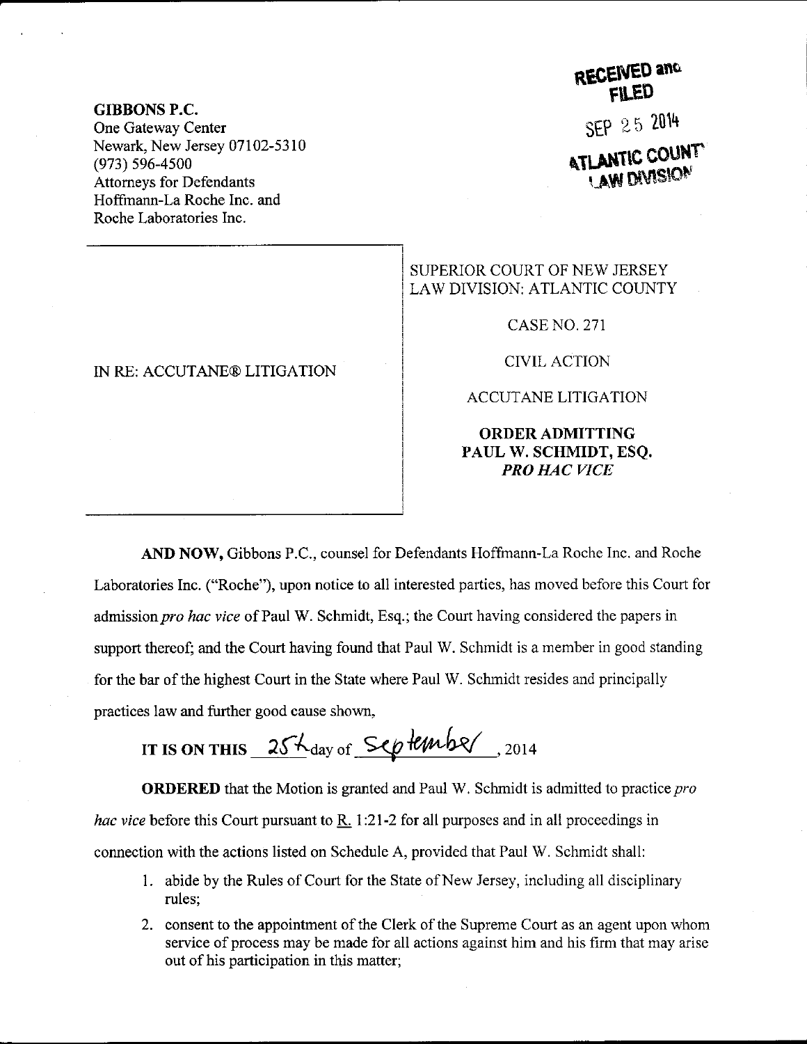**GIBBONS P.C.**
One Gateway Center
Newark, New Jersey 07102-5310
(973) 596-4500
Attorneys for Defendants
Hoffmann-La Roche Inc. and
Roche Laboratories Inc.

RECEIVED and FILED
SEP 25 2014
ATLANTIC COUNTY LAW DIVISION

IN RE: ACCUTANE® LITIGATION

SUPERIOR COURT OF NEW JERSEY
LAW DIVISION: ATLANTIC COUNTY

CASE NO. 271

CIVIL ACTION

ACCUTANE LITIGATION

**ORDER ADMITTING PAUL W. SCHMIDT, ESQ. *PRO HAC VICE***

**AND NOW,** Gibbons P.C., counsel for Defendants Hoffmann-La Roche Inc. and Roche Laboratories Inc. ("Roche"), upon notice to all interested parties, has moved before this Court for admission *pro hac vice* of Paul W. Schmidt, Esq.; the Court having considered the papers in support thereof; and the Court having found that Paul W. Schmidt is a member in good standing for the bar of the highest Court in the State where Paul W. Schmidt resides and principally practices law and further good cause shown,

**IT IS ON THIS** 25th day of September, 2014

**ORDERED** that the Motion is granted and Paul W. Schmidt is admitted to practice *pro hac vice* before this Court pursuant to R. 1:21-2 for all purposes and in all proceedings in connection with the actions listed on Schedule A, provided that Paul W. Schmidt shall:

1. abide by the Rules of Court for the State of New Jersey, including all disciplinary rules;
2. consent to the appointment of the Clerk of the Supreme Court as an agent upon whom service of process may be made for all actions against him and his firm that may arise out of his participation in this matter;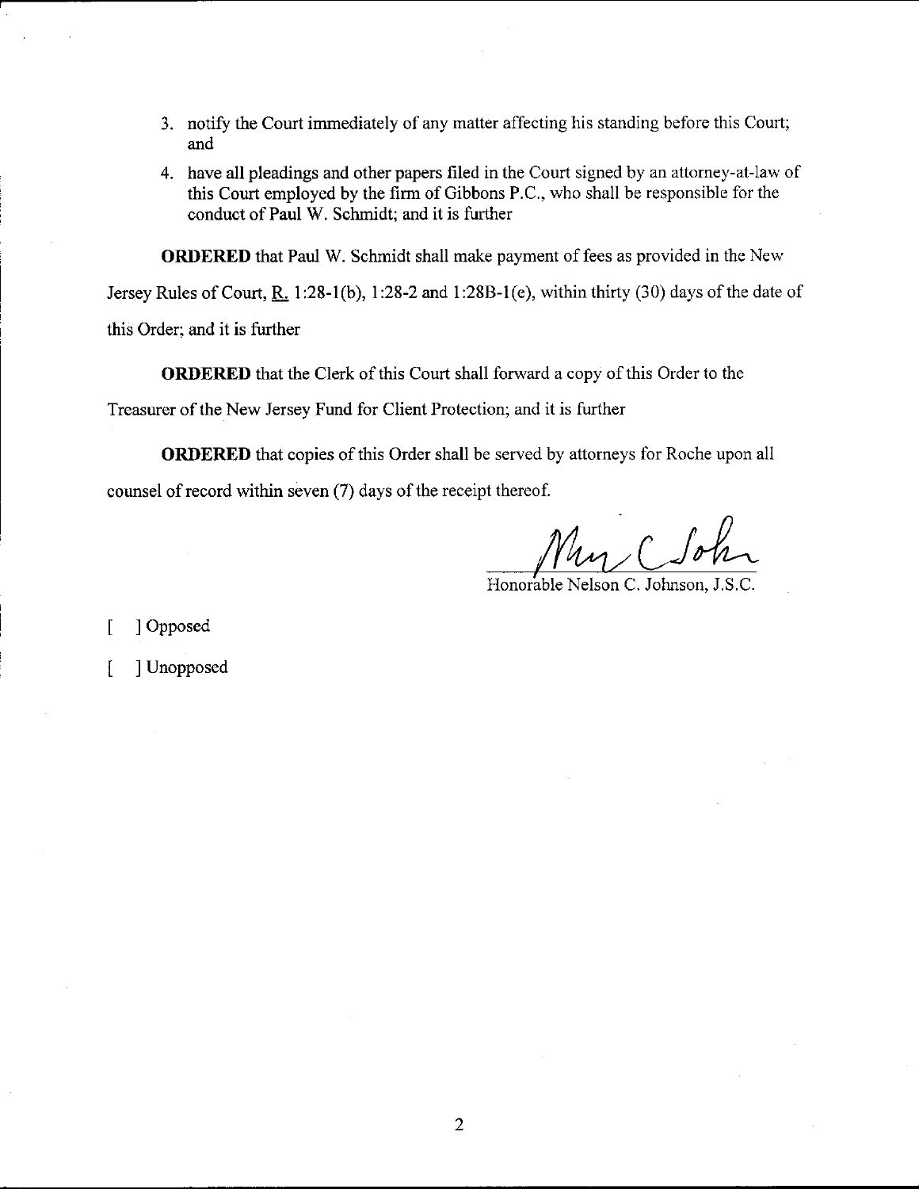3. notify the Court immediately of any matter affecting his standing before this Court; and
4. have all pleadings and other papers filed in the Court signed by an attorney-at-law of this Court employed by the firm of Gibbons P.C., who shall be responsible for the conduct of Paul W. Schmidt; and it is further

**ORDERED** that Paul W. Schmidt shall make payment of fees as provided in the New Jersey Rules of Court, R. 1:28-1(b), 1:28-2 and 1:28B-1(e), within thirty (30) days of the date of this Order; and it is further

**ORDERED** that the Clerk of this Court shall forward a copy of this Order to the Treasurer of the New Jersey Fund for Client Protection; and it is further

**ORDERED** that copies of this Order shall be served by attorneys for Roche upon all counsel of record within seven (7) days of the receipt thereof.

Honorable Nelson C. Johnson, J.S.C.

[ ] Opposed

[ ] Unopposed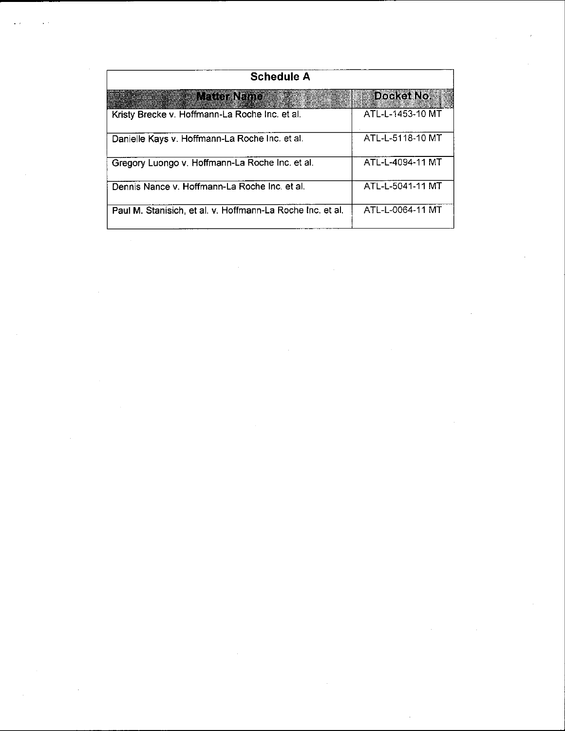| Schedule A | |
|---|---|
| **Matter Name** | **Docket No.** |
| Kristy Brecke v. Hoffmann-La Roche Inc. et al. | ATL-L-1453-10 MT |
| Danielle Kays v. Hoffmann-La Roche Inc. et al. | ATL-L-5118-10 MT |
| Gregory Luongo v. Hoffmann-La Roche Inc. et al. | ATL-L-4094-11 MT |
| Dennis Nance v. Hoffmann-La Roche Inc. et al. | ATL-L-5041-11 MT |
| Paul M. Stanisich, et al. v. Hoffmann-La Roche Inc. et al. | ATL-L-0064-11 MT |